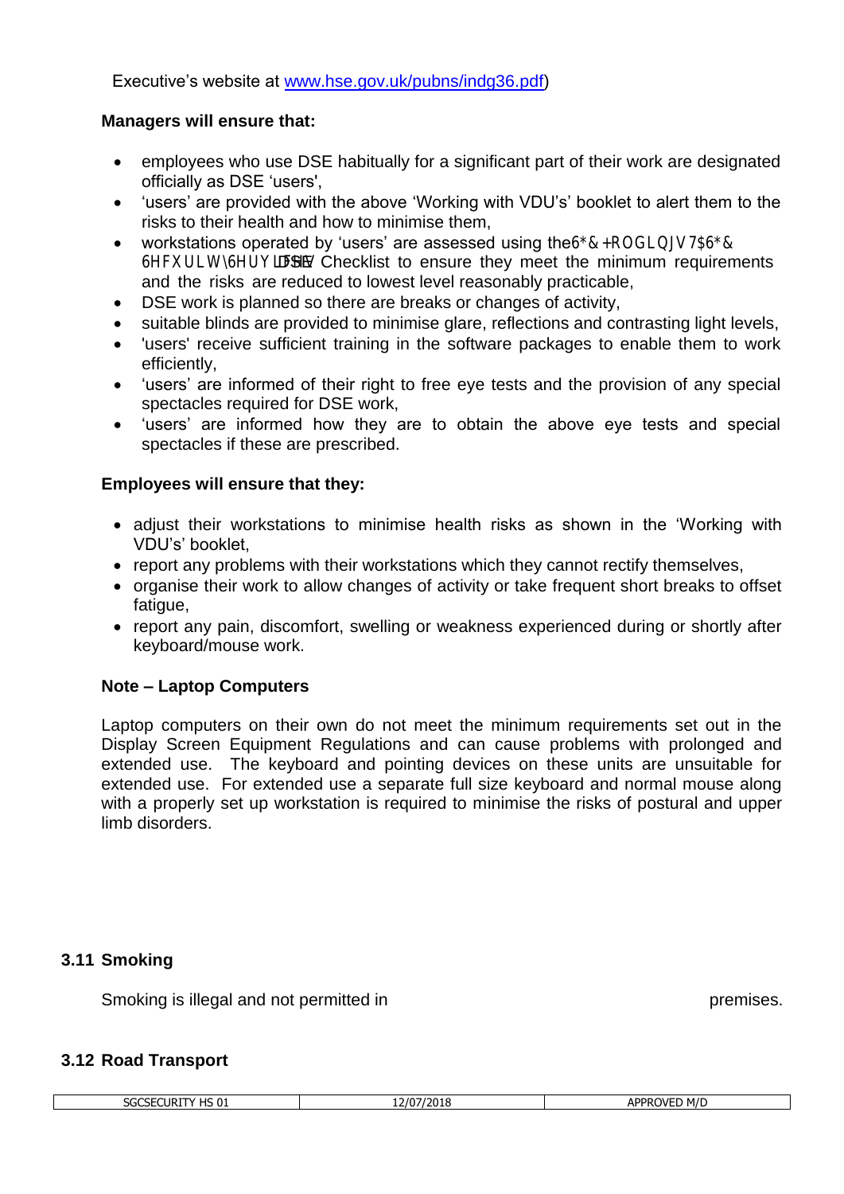Executive's website at www.hse.gov.uk/pubns/indg36.pdf)

**Managers will ensure that:**

- employees who use DSE habitually for a significant part of their work are designated officially as DSE 'users',
- 'users' are provided with the above 'Working with VDU's' booklet to alert them to the risks to their health and how to minimise them,
- workstations operated by 'users' are assessed using the SGC Holdings TA SGC Security Services DSE Checklist to ensure they meet the minimum requirements and the risks are reduced to lowest level reasonably practicable,
- DSE work is planned so there are breaks or changes of activity,
- suitable blinds are provided to minimise glare, reflections and contrasting light levels,
- 'users' receive sufficient training in the software packages to enable them to work efficiently,
- 'users' are informed of their right to free eye tests and the provision of any special spectacles required for DSE work,
- 'users' are informed how they are to obtain the above eye tests and special spectacles if these are prescribed.

**Employees will ensure that they:**

- adjust their workstations to minimise health risks as shown in the 'Working with VDU's' booklet,
- report any problems with their workstations which they cannot rectify themselves,
- organise their work to allow changes of activity or take frequent short breaks to offset fatigue,
- report any pain, discomfort, swelling or weakness experienced during or shortly after keyboard/mouse work.

**Note – Laptop Computers**

Laptop computers on their own do not meet the minimum requirements set out in the Display Screen Equipment Regulations and can cause problems with prolonged and extended use. The keyboard and pointing devices on these units are unsuitable for extended use. For extended use a separate full size keyboard and normal mouse along with a properly set up workstation is required to minimise the risks of postural and upper limb disorders.

## 3.11 Smoking

Smoking is illegal and not permitted in premises.

## 3.12 Road Transport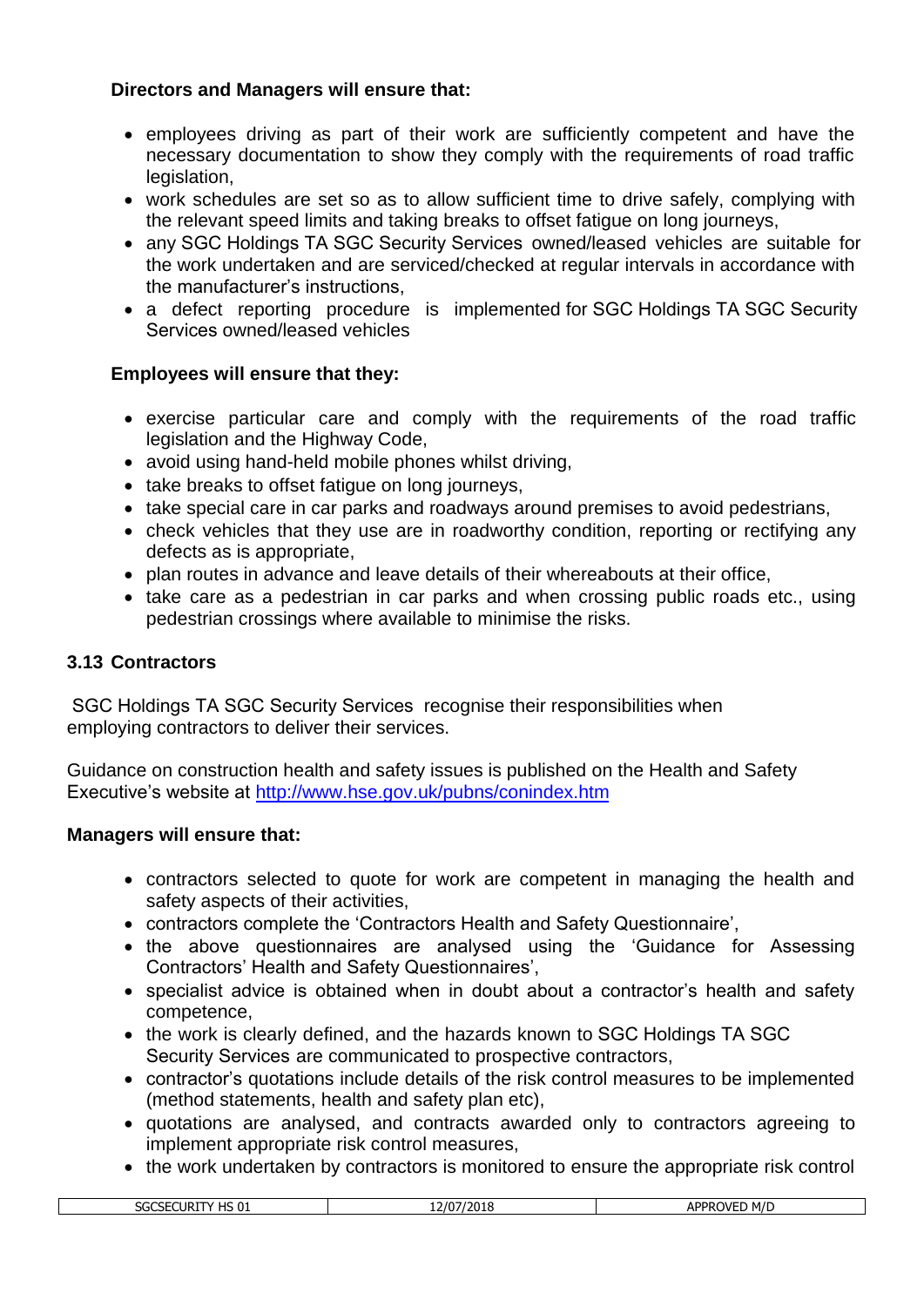**Directors and Managers will ensure that:**

- employees driving as part of their work are sufficiently competent and have the necessary documentation to show they comply with the requirements of road traffic legislation,
- work schedules are set so as to allow sufficient time to drive safely, complying with the relevant speed limits and taking breaks to offset fatigue on long journeys,
- any SGC Holdings TA SGC Security Services owned/leased vehicles are suitable for the work undertaken and are serviced/checked at regular intervals in accordance with the manufacturer's instructions,
- a defect reporting procedure is implemented for SGC Holdings TA SGC Security Services owned/leased vehicles

**Employees will ensure that they:**

- exercise particular care and comply with the requirements of the road traffic legislation and the Highway Code,
- avoid using hand-held mobile phones whilst driving,
- take breaks to offset fatigue on long journeys,
- take special care in car parks and roadways around premises to avoid pedestrians,
- check vehicles that they use are in roadworthy condition, reporting or rectifying any defects as is appropriate,
- plan routes in advance and leave details of their whereabouts at their office,
- take care as a pedestrian in car parks and when crossing public roads etc., using pedestrian crossings where available to minimise the risks.

### 3.13 Contractors

SGC Holdings TA SGC Security Services recognise their responsibilities when employing contractors to deliver their services.

Guidance on construction health and safety issues is published on the Health and Safety Executive's website at http://www.hse.gov.uk/pubns/conindex.htm

**Managers will ensure that:**

- contractors selected to quote for work are competent in managing the health and safety aspects of their activities,
- contractors complete the 'Contractors Health and Safety Questionnaire',
- the above questionnaires are analysed using the 'Guidance for Assessing Contractors' Health and Safety Questionnaires',
- specialist advice is obtained when in doubt about a contractor's health and safety competence,
- the work is clearly defined, and the hazards known to SGC Holdings TA SGC Security Services are communicated to prospective contractors,
- contractor's quotations include details of the risk control measures to be implemented (method statements, health and safety plan etc),
- quotations are analysed, and contracts awarded only to contractors agreeing to implement appropriate risk control measures,
- the work undertaken by contractors is monitored to ensure the appropriate risk control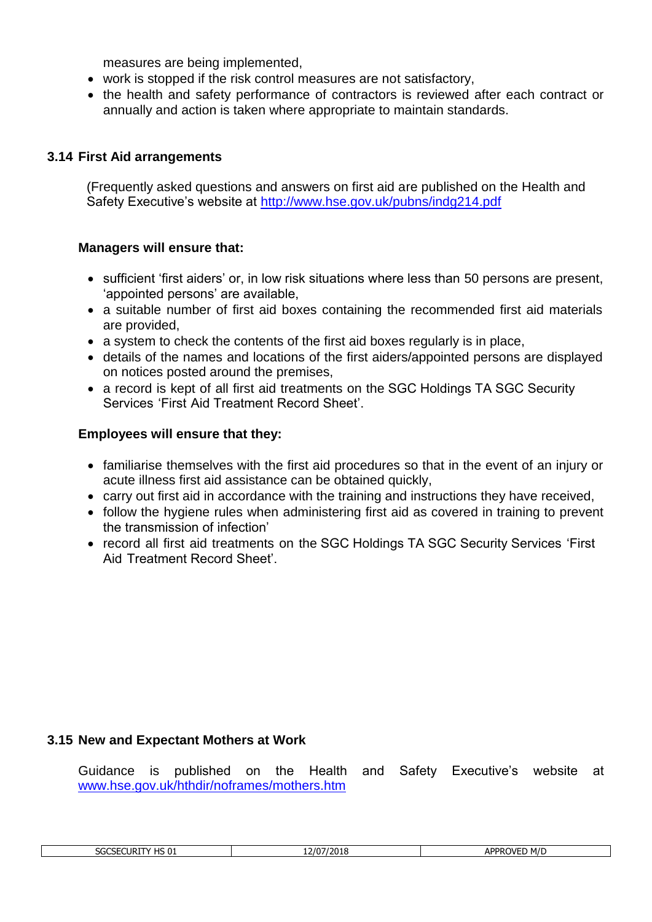measures are being implemented,

- work is stopped if the risk control measures are not satisfactory,
- the health and safety performance of contractors is reviewed after each contract or annually and action is taken where appropriate to maintain standards.

### 3.14 First Aid arrangements

(Frequently asked questions and answers on first aid are published on the Health and Safety Executive's website at [http://www.hse.gov.uk/pubns/indg214.pdf](http://www.hse.gov.uk/pubns/indg214.pdf)

**Managers will ensure that:**

- sufficient 'first aiders' or, in low risk situations where less than 50 persons are present, 'appointed persons' are available,
- a suitable number of first aid boxes containing the recommended first aid materials are provided,
- a system to check the contents of the first aid boxes regularly is in place,
- details of the names and locations of the first aiders/appointed persons are displayed on notices posted around the premises,
- a record is kept of all first aid treatments on the SGC Holdings TA SGC Security Services 'First Aid Treatment Record Sheet'.

**Employees will ensure that they:**

- familiarise themselves with the first aid procedures so that in the event of an injury or acute illness first aid assistance can be obtained quickly,
- carry out first aid in accordance with the training and instructions they have received,
- follow the hygiene rules when administering first aid as covered in training to prevent the transmission of infection'
- record all first aid treatments on the SGC Holdings TA SGC Security Services 'First Aid Treatment Record Sheet'.

### 3.15 New and Expectant Mothers at Work

Guidance is published on the Health and Safety Executive's website at [www.hse.gov.uk/hthdir/noframes/mothers.htm](www.hse.gov.uk/hthdir/noframes/mothers.htm)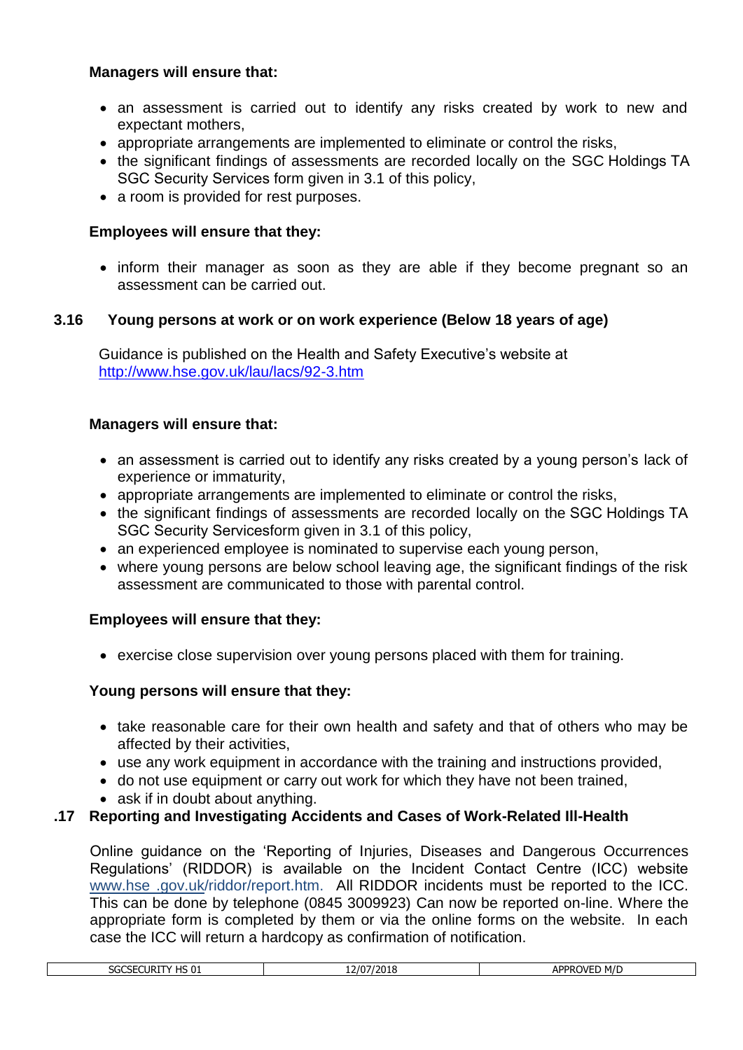**Managers will ensure that:**

- an assessment is carried out to identify any risks created by work to new and expectant mothers,
- appropriate arrangements are implemented to eliminate or control the risks,
- the significant findings of assessments are recorded locally on the SGC Holdings TA SGC Security Services form given in 3.1 of this policy,
- a room is provided for rest purposes.

**Employees will ensure that they:**

- inform their manager as soon as they are able if they become pregnant so an assessment can be carried out.

### 3.16 Young persons at work or on work experience (Below 18 years of age)

Guidance is published on the Health and Safety Executive's website at http://www.hse.gov.uk/lau/lacs/92-3.htm

**Managers will ensure that:**

- an assessment is carried out to identify any risks created by a young person's lack of experience or immaturity,
- appropriate arrangements are implemented to eliminate or control the risks,
- the significant findings of assessments are recorded locally on the SGC Holdings TA SGC Security Servicesform given in 3.1 of this policy,
- an experienced employee is nominated to supervise each young person,
- where young persons are below school leaving age, the significant findings of the risk assessment are communicated to those with parental control.

**Employees will ensure that they:**

- exercise close supervision over young persons placed with them for training.

**Young persons will ensure that they:**

- take reasonable care for their own health and safety and that of others who may be affected by their activities,
- use any work equipment in accordance with the training and instructions provided,
- do not use equipment or carry out work for which they have not been trained,
- ask if in doubt about anything.

### .17 Reporting and Investigating Accidents and Cases of Work-Related Ill-Health

Online guidance on the 'Reporting of Injuries, Diseases and Dangerous Occurrences Regulations' (RIDDOR) is available on the Incident Contact Centre (ICC) website www.hse .gov.uk/riddor/report.htm. All RIDDOR incidents must be reported to the ICC. This can be done by telephone (0845 3009923) Can now be reported on-line. Where the appropriate form is completed by them or via the online forms on the website. In each case the ICC will return a hardcopy as confirmation of notification.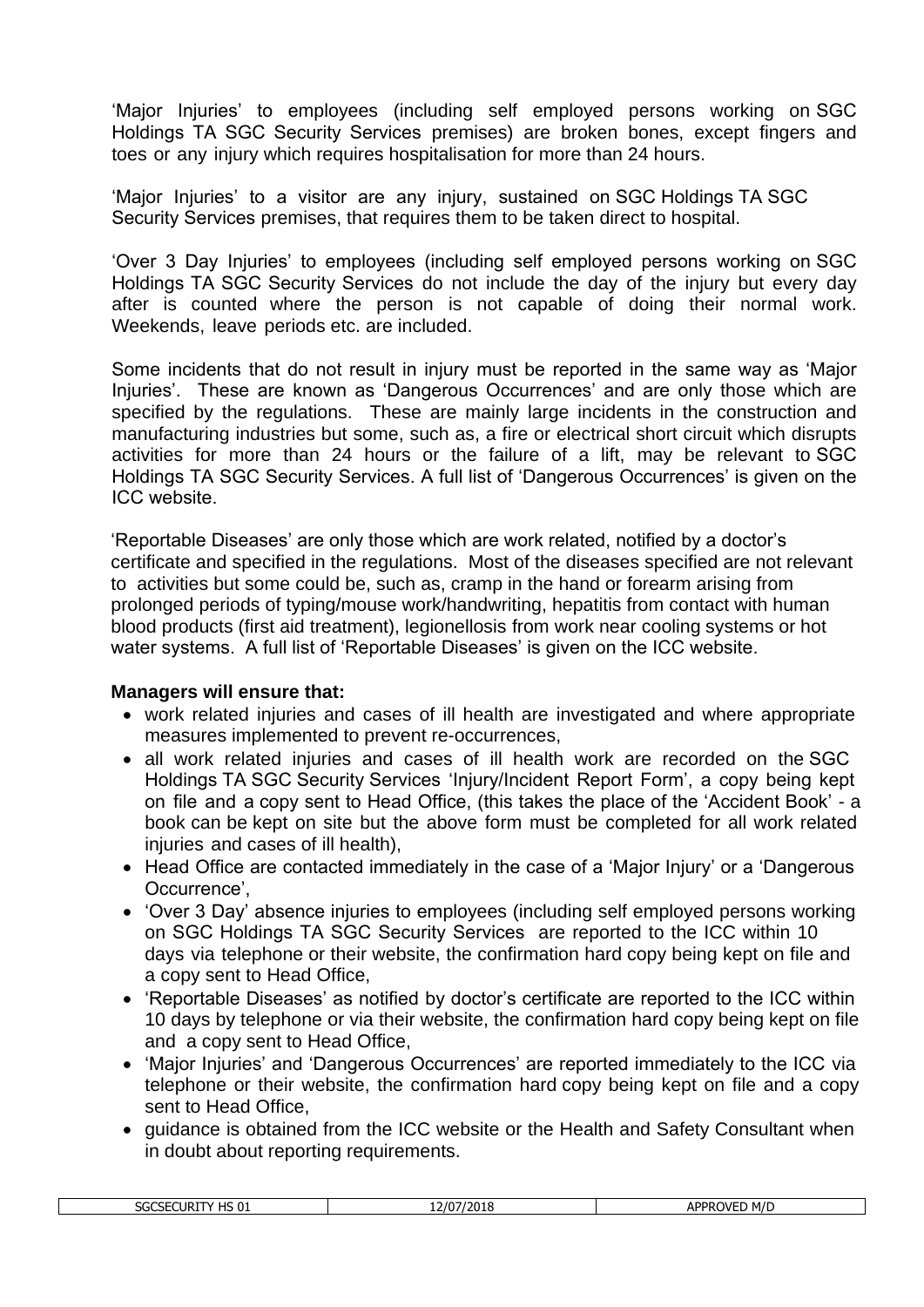'Major Injuries' to employees (including self employed persons working on SGC Holdings TA SGC Security Services premises) are broken bones, except fingers and toes or any injury which requires hospitalisation for more than 24 hours.

'Major Injuries' to a visitor are any injury, sustained on SGC Holdings TA SGC Security Services premises, that requires them to be taken direct to hospital.

'Over 3 Day Injuries' to employees (including self employed persons working on SGC Holdings TA SGC Security Services do not include the day of the injury but every day after is counted where the person is not capable of doing their normal work. Weekends, leave periods etc. are included.

Some incidents that do not result in injury must be reported in the same way as 'Major Injuries'. These are known as 'Dangerous Occurrences' and are only those which are specified by the regulations. These are mainly large incidents in the construction and manufacturing industries but some, such as, a fire or electrical short circuit which disrupts activities for more than 24 hours or the failure of a lift, may be relevant to SGC Holdings TA SGC Security Services. A full list of 'Dangerous Occurrences' is given on the ICC website.

'Reportable Diseases' are only those which are work related, notified by a doctor's certificate and specified in the regulations. Most of the diseases specified are not relevant to activities but some could be, such as, cramp in the hand or forearm arising from prolonged periods of typing/mouse work/handwriting, hepatitis from contact with human blood products (first aid treatment), legionellosis from work near cooling systems or hot water systems. A full list of 'Reportable Diseases' is given on the ICC website.

**Managers will ensure that:**

- work related injuries and cases of ill health are investigated and where appropriate measures implemented to prevent re-occurrences,
- all work related injuries and cases of ill health work are recorded on the SGC Holdings TA SGC Security Services 'Injury/Incident Report Form', a copy being kept on file and a copy sent to Head Office, (this takes the place of the 'Accident Book' - a book can be kept on site but the above form must be completed for all work related injuries and cases of ill health),
- Head Office are contacted immediately in the case of a 'Major Injury' or a 'Dangerous Occurrence',
- 'Over 3 Day' absence injuries to employees (including self employed persons working on SGC Holdings TA SGC Security Services are reported to the ICC within 10 days via telephone or their website, the confirmation hard copy being kept on file and a copy sent to Head Office,
- 'Reportable Diseases' as notified by doctor's certificate are reported to the ICC within 10 days by telephone or via their website, the confirmation hard copy being kept on file and a copy sent to Head Office,
- 'Major Injuries' and 'Dangerous Occurrences' are reported immediately to the ICC via telephone or their website, the confirmation hard copy being kept on file and a copy sent to Head Office,
- guidance is obtained from the ICC website or the Health and Safety Consultant when in doubt about reporting requirements.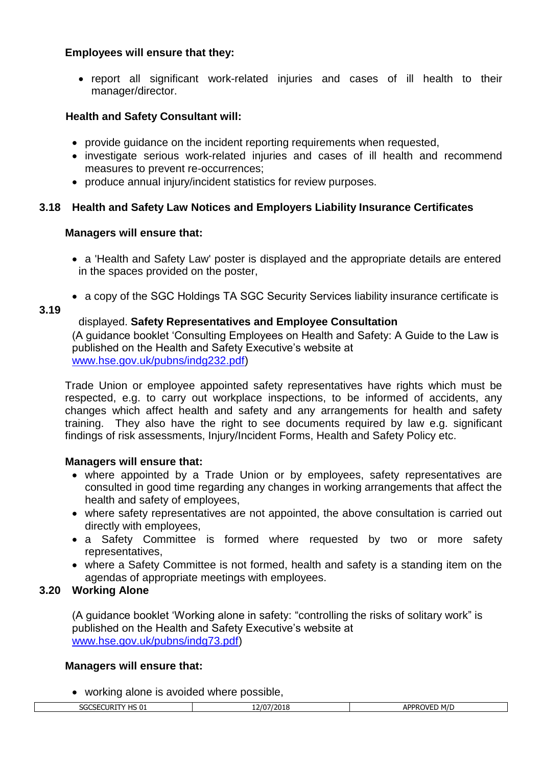**Employees will ensure that they:**

- report all significant work-related injuries and cases of ill health to their manager/director.

**Health and Safety Consultant will:**

- provide guidance on the incident reporting requirements when requested,
- investigate serious work-related injuries and cases of ill health and recommend measures to prevent re-occurrences;
- produce annual injury/incident statistics for review purposes.

### 3.18 Health and Safety Law Notices and Employers Liability Insurance Certificates

**Managers will ensure that:**

- a 'Health and Safety Law' poster is displayed and the appropriate details are entered in the spaces provided on the poster,
- a copy of the SGC Holdings TA SGC Security Services liability insurance certificate is displayed.

### 3.19 Safety Representatives and Employee Consultation

(A guidance booklet 'Consulting Employees on Health and Safety: A Guide to the Law is published on the Health and Safety Executive's website at www.hse.gov.uk/pubns/indg232.pdf)

Trade Union or employee appointed safety representatives have rights which must be respected, e.g. to carry out workplace inspections, to be informed of accidents, any changes which affect health and safety and any arrangements for health and safety training. They also have the right to see documents required by law e.g. significant findings of risk assessments, Injury/Incident Forms, Health and Safety Policy etc.

**Managers will ensure that:**

- where appointed by a Trade Union or by employees, safety representatives are consulted in good time regarding any changes in working arrangements that affect the health and safety of employees,
- where safety representatives are not appointed, the above consultation is carried out directly with employees,
- a Safety Committee is formed where requested by two or more safety representatives,
- where a Safety Committee is not formed, health and safety is a standing item on the agendas of appropriate meetings with employees.

### 3.20 Working Alone

(A guidance booklet 'Working alone in safety: "controlling the risks of solitary work" is published on the Health and Safety Executive's website at www.hse.gov.uk/pubns/indg73.pdf)

**Managers will ensure that:**

- working alone is avoided where possible,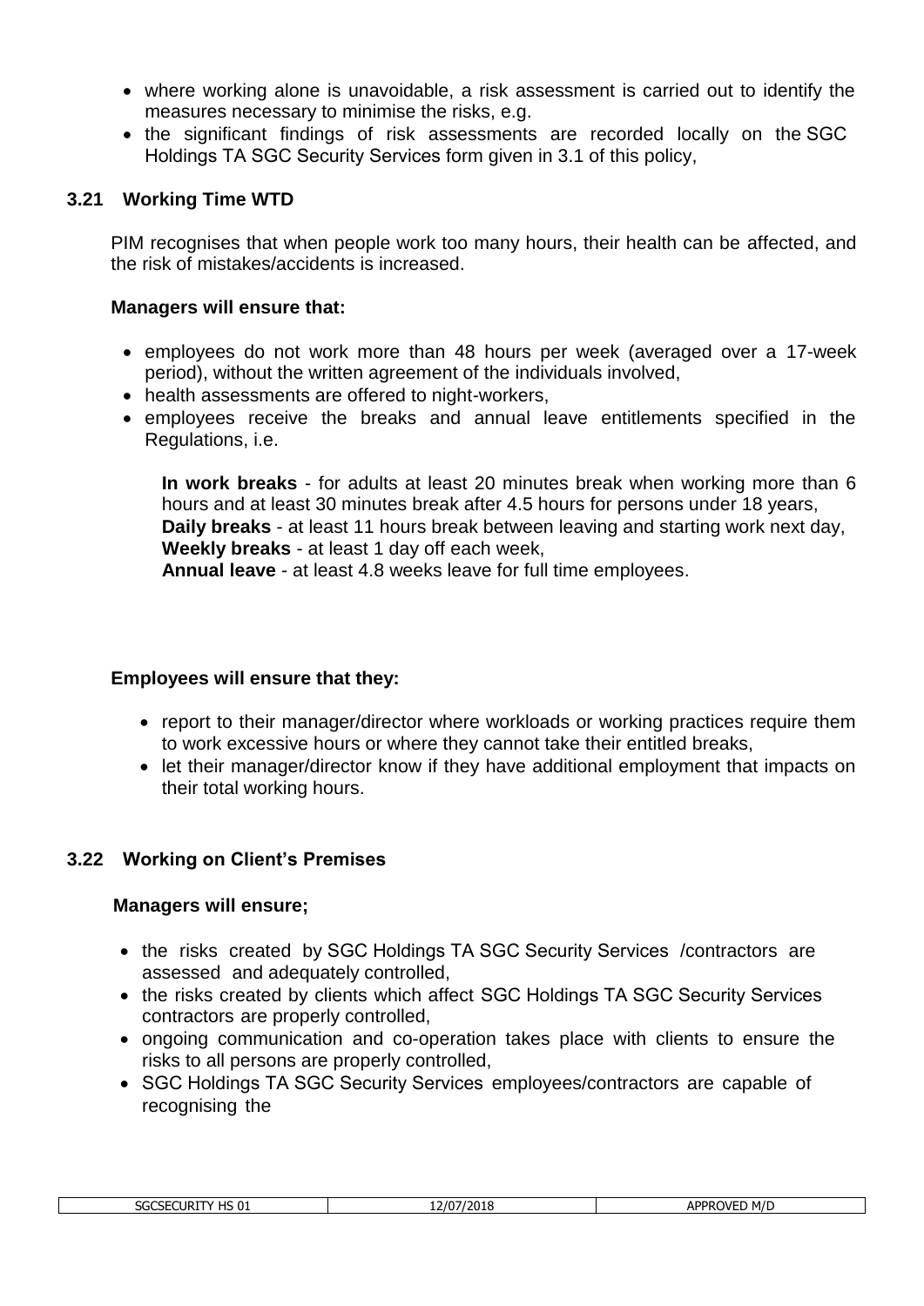- where working alone is unavoidable, a risk assessment is carried out to identify the measures necessary to minimise the risks, e.g.
- the significant findings of risk assessments are recorded locally on the SGC Holdings TA SGC Security Services form given in 3.1 of this policy,

### 3.21 Working Time WTD

PIM recognises that when people work too many hours, their health can be affected, and the risk of mistakes/accidents is increased.

**Managers will ensure that:**

- employees do not work more than 48 hours per week (averaged over a 17-week period), without the written agreement of the individuals involved,
- health assessments are offered to night-workers,
- employees receive the breaks and annual leave entitlements specified in the Regulations, i.e.

  **In work breaks** - for adults at least 20 minutes break when working more than 6 hours and at least 30 minutes break after 4.5 hours for persons under 18 years,
  **Daily breaks** - at least 11 hours break between leaving and starting work next day,
  **Weekly breaks** - at least 1 day off each week,
  **Annual leave** - at least 4.8 weeks leave for full time employees.

**Employees will ensure that they:**

- report to their manager/director where workloads or working practices require them to work excessive hours or where they cannot take their entitled breaks,
- let their manager/director know if they have additional employment that impacts on their total working hours.

### 3.22 Working on Client's Premises

**Managers will ensure;**

- the risks created by SGC Holdings TA SGC Security Services /contractors are assessed and adequately controlled,
- the risks created by clients which affect SGC Holdings TA SGC Security Services contractors are properly controlled,
- ongoing communication and co-operation takes place with clients to ensure the risks to all persons are properly controlled,
- SGC Holdings TA SGC Security Services employees/contractors are capable of recognising the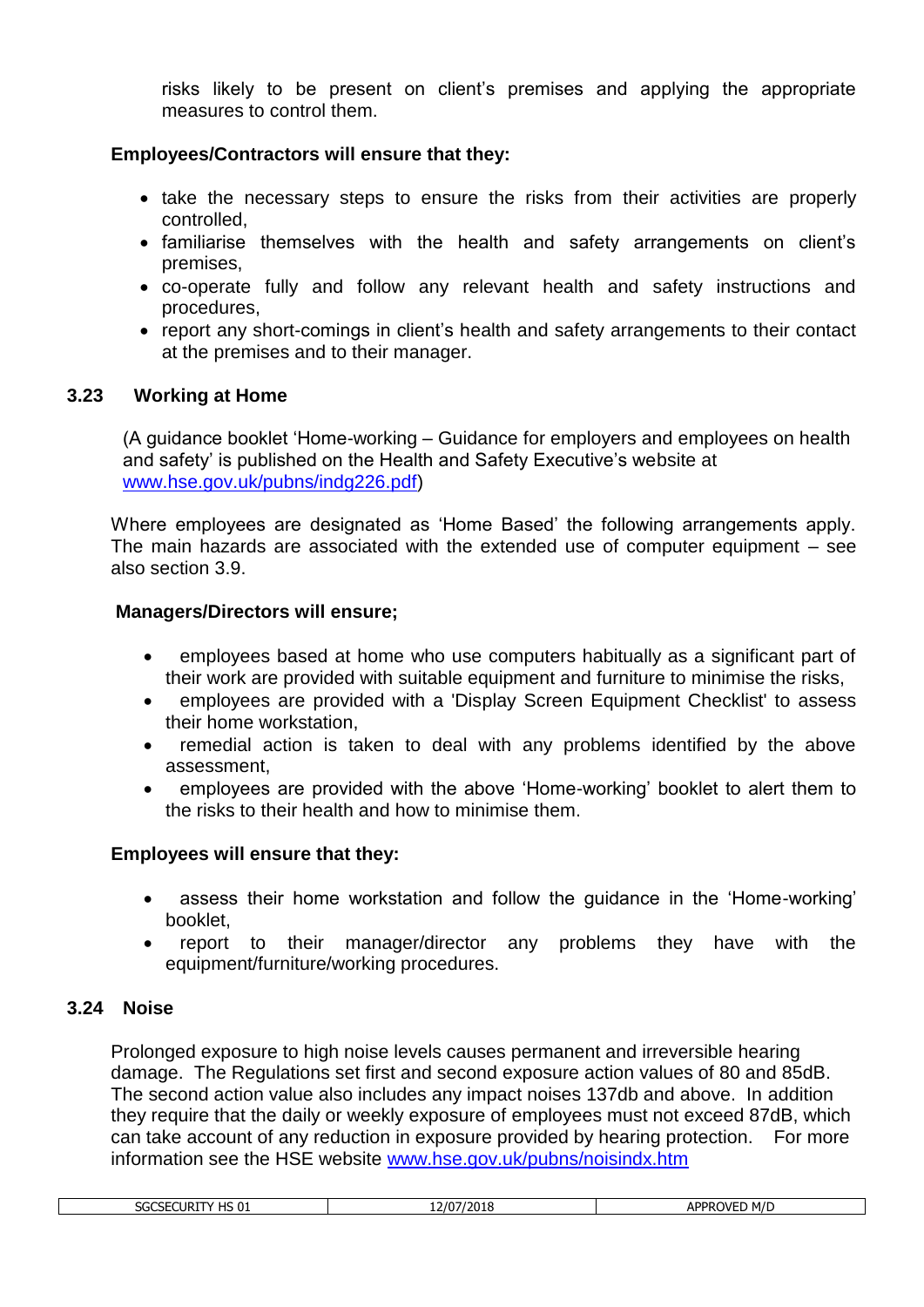risks likely to be present on client's premises and applying the appropriate measures to control them.

**Employees/Contractors will ensure that they:**

- take the necessary steps to ensure the risks from their activities are properly controlled,
- familiarise themselves with the health and safety arrangements on client's premises,
- co-operate fully and follow any relevant health and safety instructions and procedures,
- report any short-comings in client's health and safety arrangements to their contact at the premises and to their manager.

### 3.23 Working at Home

(A guidance booklet 'Home-working – Guidance for employers and employees on health and safety' is published on the Health and Safety Executive's website at www.hse.gov.uk/pubns/indg226.pdf)

Where employees are designated as 'Home Based' the following arrangements apply. The main hazards are associated with the extended use of computer equipment – see also section 3.9.

**Managers/Directors will ensure;**

- employees based at home who use computers habitually as a significant part of their work are provided with suitable equipment and furniture to minimise the risks,
- employees are provided with a 'Display Screen Equipment Checklist' to assess their home workstation,
- remedial action is taken to deal with any problems identified by the above assessment,
- employees are provided with the above 'Home-working' booklet to alert them to the risks to their health and how to minimise them.

**Employees will ensure that they:**

- assess their home workstation and follow the guidance in the 'Home-working' booklet,
- report to their manager/director any problems they have with the equipment/furniture/working procedures.

### 3.24 Noise

Prolonged exposure to high noise levels causes permanent and irreversible hearing damage. The Regulations set first and second exposure action values of 80 and 85dB. The second action value also includes any impact noises 137db and above. In addition they require that the daily or weekly exposure of employees must not exceed 87dB, which can take account of any reduction in exposure provided by hearing protection. For more information see the HSE website www.hse.gov.uk/pubns/noisindx.htm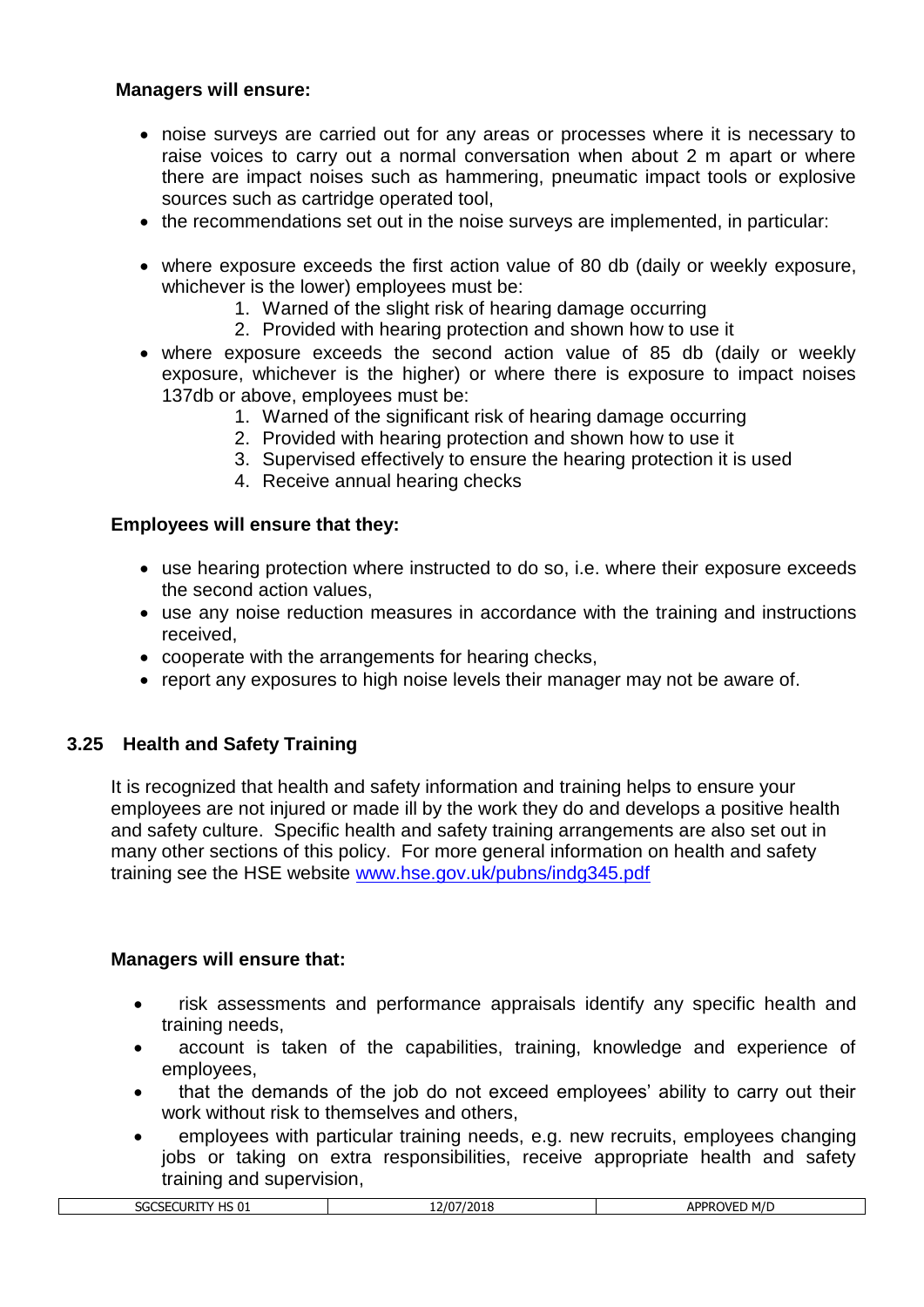**Managers will ensure:**

- noise surveys are carried out for any areas or processes where it is necessary to raise voices to carry out a normal conversation when about 2 m apart or where there are impact noises such as hammering, pneumatic impact tools or explosive sources such as cartridge operated tool,
- the recommendations set out in the noise surveys are implemented, in particular:

- where exposure exceeds the first action value of 80 db (daily or weekly exposure, whichever is the lower) employees must be:
    1. Warned of the slight risk of hearing damage occurring
    2. Provided with hearing protection and shown how to use it
- where exposure exceeds the second action value of 85 db (daily or weekly exposure, whichever is the higher) or where there is exposure to impact noises 137db or above, employees must be:
    1. Warned of the significant risk of hearing damage occurring
    2. Provided with hearing protection and shown how to use it
    3. Supervised effectively to ensure the hearing protection it is used
    4. Receive annual hearing checks

**Employees will ensure that they:**

- use hearing protection where instructed to do so, i.e. where their exposure exceeds the second action values,
- use any noise reduction measures in accordance with the training and instructions received,
- cooperate with the arrangements for hearing checks,
- report any exposures to high noise levels their manager may not be aware of.

## 3.25 Health and Safety Training

It is recognized that health and safety information and training helps to ensure your employees are not injured or made ill by the work they do and develops a positive health and safety culture. Specific health and safety training arrangements are also set out in many other sections of this policy. For more general information on health and safety training see the HSE website www.hse.gov.uk/pubns/indg345.pdf

**Managers will ensure that:**

- risk assessments and performance appraisals identify any specific health and training needs,
- account is taken of the capabilities, training, knowledge and experience of employees,
- that the demands of the job do not exceed employees' ability to carry out their work without risk to themselves and others,
- employees with particular training needs, e.g. new recruits, employees changing jobs or taking on extra responsibilities, receive appropriate health and safety training and supervision,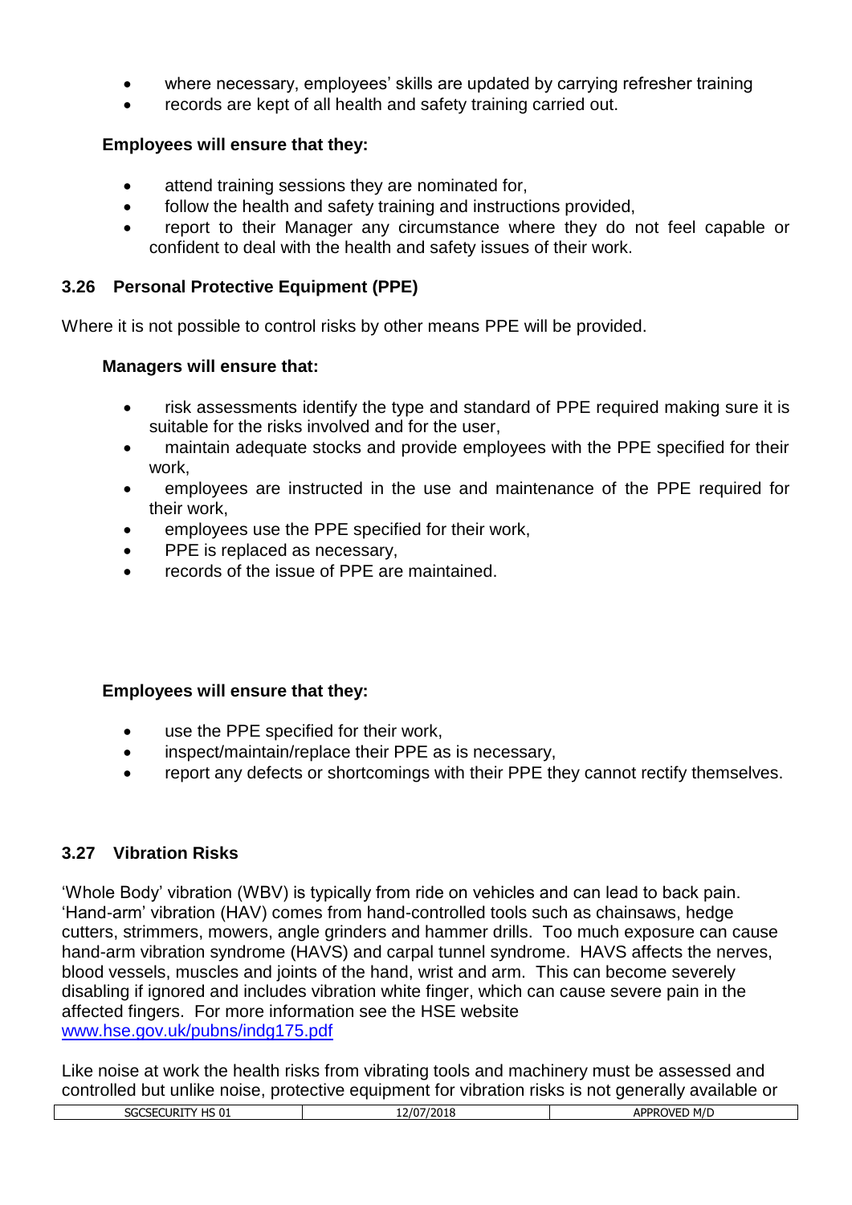- where necessary, employees' skills are updated by carrying refresher training
- records are kept of all health and safety training carried out.

**Employees will ensure that they:**

- attend training sessions they are nominated for,
- follow the health and safety training and instructions provided,
- report to their Manager any circumstance where they do not feel capable or confident to deal with the health and safety issues of their work.

### 3.26 Personal Protective Equipment (PPE)

Where it is not possible to control risks by other means PPE will be provided.

**Managers will ensure that:**

- risk assessments identify the type and standard of PPE required making sure it is suitable for the risks involved and for the user,
- maintain adequate stocks and provide employees with the PPE specified for their work,
- employees are instructed in the use and maintenance of the PPE required for their work,
- employees use the PPE specified for their work,
- PPE is replaced as necessary,
- records of the issue of PPE are maintained.

**Employees will ensure that they:**

- use the PPE specified for their work,
- inspect/maintain/replace their PPE as is necessary,
- report any defects or shortcomings with their PPE they cannot rectify themselves.

### 3.27 Vibration Risks

'Whole Body' vibration (WBV) is typically from ride on vehicles and can lead to back pain. 'Hand-arm' vibration (HAV) comes from hand-controlled tools such as chainsaws, hedge cutters, strimmers, mowers, angle grinders and hammer drills. Too much exposure can cause hand-arm vibration syndrome (HAVS) and carpal tunnel syndrome. HAVS affects the nerves, blood vessels, muscles and joints of the hand, wrist and arm. This can become severely disabling if ignored and includes vibration white finger, which can cause severe pain in the affected fingers. For more information see the HSE website [www.hse.gov.uk/pubns/indg175.pdf](http://www.hse.gov.uk/pubns/indg175.pdf)

Like noise at work the health risks from vibrating tools and machinery must be assessed and controlled but unlike noise, protective equipment for vibration risks is not generally available or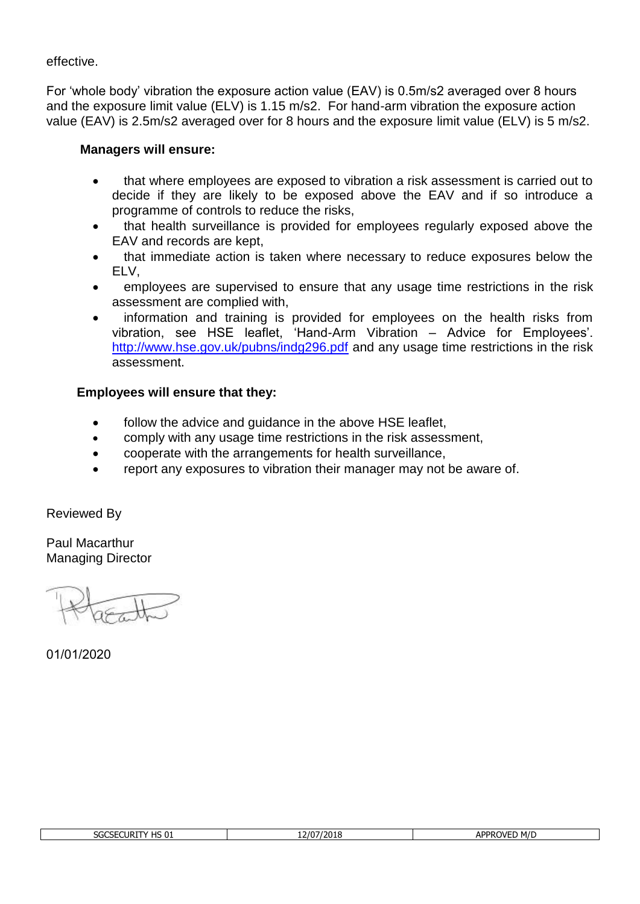effective.

For 'whole body' vibration the exposure action value (EAV) is 0.5m/s2 averaged over 8 hours and the exposure limit value (ELV) is 1.15 m/s2. For hand-arm vibration the exposure action value (EAV) is 2.5m/s2 averaged over for 8 hours and the exposure limit value (ELV) is 5 m/s2.

**Managers will ensure:**

- that where employees are exposed to vibration a risk assessment is carried out to decide if they are likely to be exposed above the EAV and if so introduce a programme of controls to reduce the risks,
- that health surveillance is provided for employees regularly exposed above the EAV and records are kept,
- that immediate action is taken where necessary to reduce exposures below the ELV,
- employees are supervised to ensure that any usage time restrictions in the risk assessment are complied with,
- information and training is provided for employees on the health risks from vibration, see HSE leaflet, 'Hand-Arm Vibration – Advice for Employees'. http://www.hse.gov.uk/pubns/indg296.pdf and any usage time restrictions in the risk assessment.

**Employees will ensure that they:**

- follow the advice and guidance in the above HSE leaflet,
- comply with any usage time restrictions in the risk assessment,
- cooperate with the arrangements for health surveillance,
- report any exposures to vibration their manager may not be aware of.

Reviewed By

Paul Macarthur
Managing Director

01/01/2020